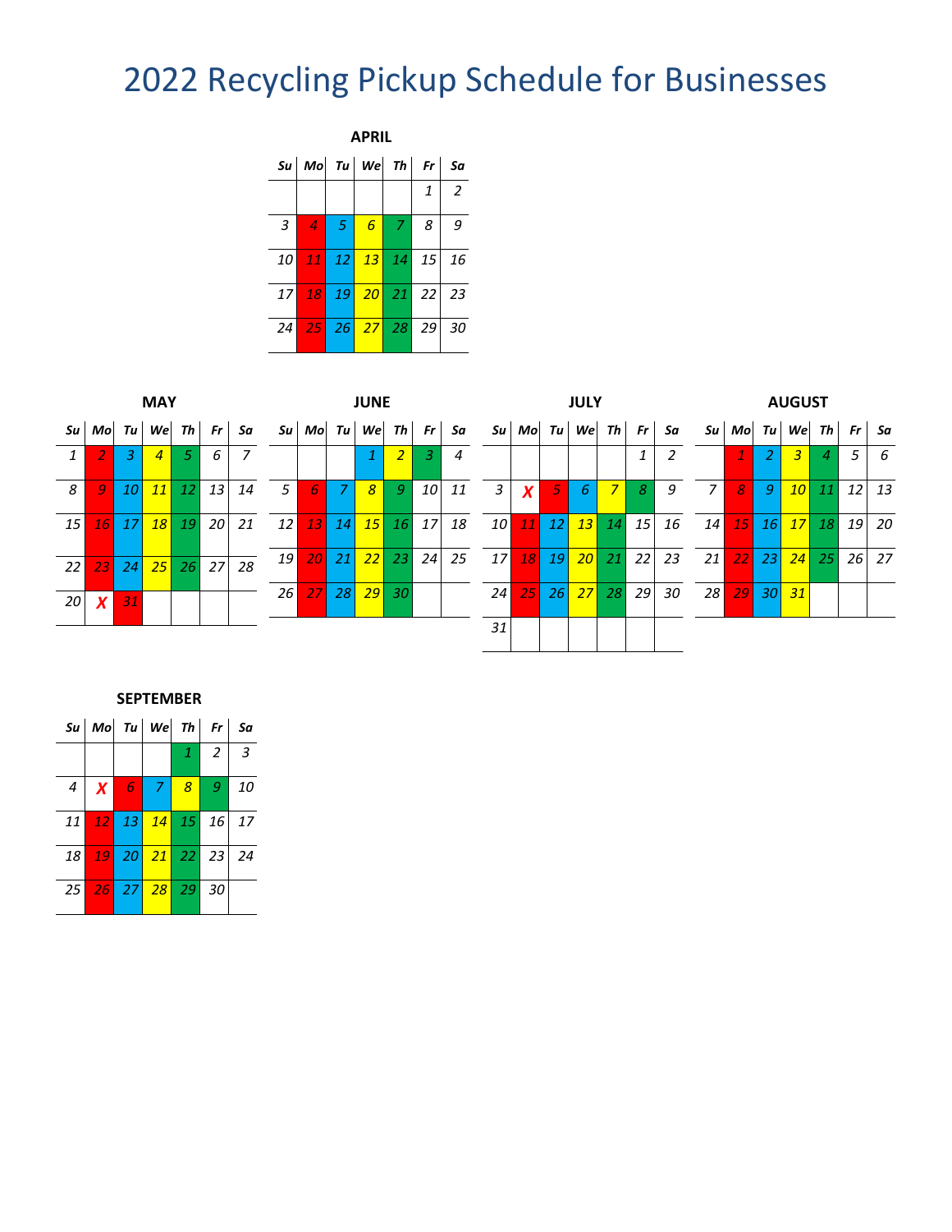# 2022 Recycling Pickup Schedule for Businesses

**APRIL**

| Su | Mo | Tu | We | Th | Fr | Sa |
|---|---|---|---|---|---|---|
| | | | | | 1 | 2 |
| 3 | 4 | 5 | 6 | 7 | 8 | 9 |
| 10 | 11 | 12 | 13 | 14 | 15 | 16 |
| 17 | 18 | 19 | 20 | 21 | 22 | 23 |
| 24 | 25 | 26 | 27 | 28 | 29 | 30 |

**MAY**

| Su | Mo | Tu | We | Th | Fr | Sa |
|---|---|---|---|---|---|---|
| 1 | 2 | 3 | 4 | 5 | 6 | 7 |
| 8 | 9 | 10 | 11 | 12 | 13 | 14 |
| 15 | 16 | 17 | 18 | 19 | 20 | 21 |
| 22 | 23 | 24 | 25 | 26 | 27 | 28 |
| 20 | X | 31 | | | | |

**JUNE**

| Su | Mo | Tu | We | Th | Fr | Sa |
|---|---|---|---|---|---|---|
| | | | 1 | 2 | 3 | 4 |
| 5 | 6 | 7 | 8 | 9 | 10 | 11 |
| 12 | 13 | 14 | 15 | 16 | 17 | 18 |
| 19 | 20 | 21 | 22 | 23 | 24 | 25 |
| 26 | 27 | 28 | 29 | 30 | | |

**JULY**

| Su | Mo | Tu | We | Th | Fr | Sa |
|---|---|---|---|---|---|---|
| | | | | | 1 | 2 |
| 3 | X | 5 | 6 | 7 | 8 | 9 |
| 10 | 11 | 12 | 13 | 14 | 15 | 16 |
| 17 | 18 | 19 | 20 | 21 | 22 | 23 |
| 24 | 25 | 26 | 27 | 28 | 29 | 30 |
| 31 | | | | | | |

**AUGUST**

| Su | Mo | Tu | We | Th | Fr | Sa |
|---|---|---|---|---|---|---|
| | 1 | 2 | 3 | 4 | 5 | 6 |
| 7 | 8 | 9 | 10 | 11 | 12 | 13 |
| 14 | 15 | 16 | 17 | 18 | 19 | 20 |
| 21 | 22 | 23 | 24 | 25 | 26 | 27 |
| 28 | 29 | 30 | 31 | | | |

**SEPTEMBER**

| Su | Mo | Tu | We | Th | Fr | Sa |
|---|---|---|---|---|---|---|
| | | | | 1 | 2 | 3 |
| 4 | X | 6 | 7 | 8 | 9 | 10 |
| 11 | 12 | 13 | 14 | 15 | 16 | 17 |
| 18 | 19 | 20 | 21 | 22 | 23 | 24 |
| 25 | 26 | 27 | 28 | 29 | 30 | |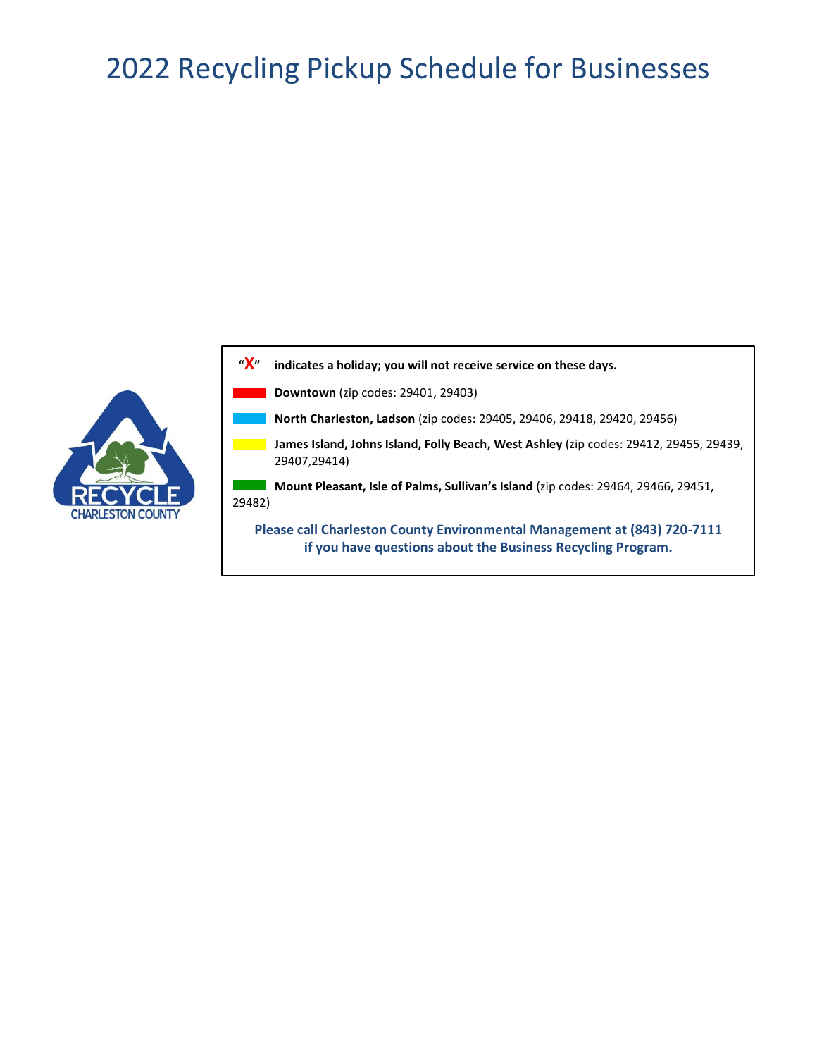# 2022 Recycling Pickup Schedule for Businesses

RECYCLE
CHARLESTON COUNTY

"**X**" **indicates a holiday; you will not receive service on these days.**

**Downtown** (zip codes: 29401, 29403)

**North Charleston, Ladson** (zip codes: 29405, 29406, 29418, 29420, 29456)

**James Island, Johns Island, Folly Beach, West Ashley** (zip codes: 29412, 29455, 29439, 29407,29414)

**Mount Pleasant, Isle of Palms, Sullivan's Island** (zip codes: 29464, 29466, 29451, 29482)

**Please call Charleston County Environmental Management at (843) 720-7111 if you have questions about the Business Recycling Program.**